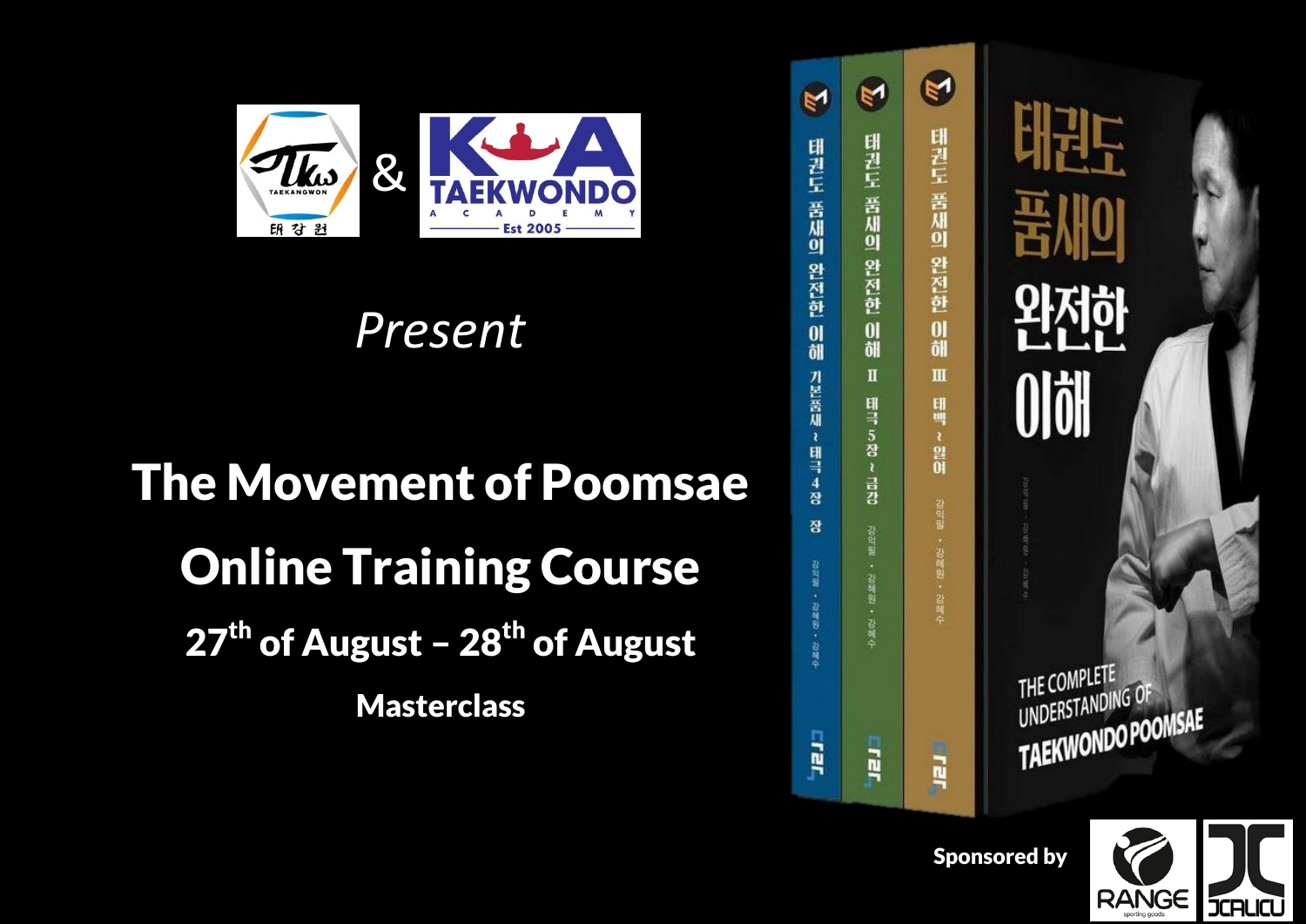& 

*Present*

# The Movement of Poomsae

# Online Training Course

## 27th of August – 28th of August

**Masterclass**

Sponsored by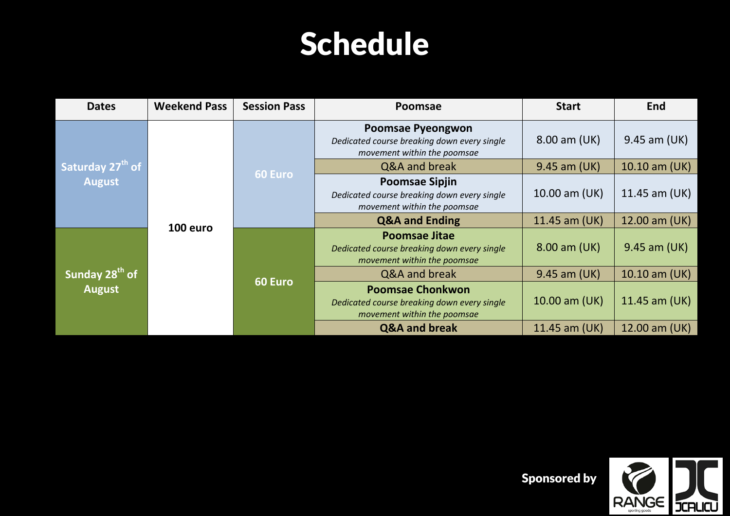# Schedule

| Dates | Weekend Pass | Session Pass | Poomsae | Start | End |
|---|---|---|---|---|---|
| **Saturday 27th of August** | **100 euro** | **60 Euro** | **Poomsae Pyeongwon** *Dedicated course breaking down every single movement within the poomsae* | 8.00 am (UK) | 9.45 am (UK) |
| | | | Q&A and break | 9.45 am (UK) | 10.10 am (UK) |
| | | | **Poomsae Sipjin** *Dedicated course breaking down every single movement within the poomsae* | 10.00 am (UK) | 11.45 am (UK) |
| | | | **Q&A and Ending** | 11.45 am (UK) | 12.00 am (UK) |
| **Sunday 28th of August** | | **60 Euro** | **Poomsae Jitae** *Dedicated course breaking down every single movement within the poomsae* | 8.00 am (UK) | 9.45 am (UK) |
| | | | Q&A and break | 9.45 am (UK) | 10.10 am (UK) |
| | | | **Poomsae Chonkwon** *Dedicated course breaking down every single movement within the poomsae* | 10.00 am (UK) | 11.45 am (UK) |
| | | | **Q&A and break** | 11.45 am (UK) | 12.00 am (UK) |

**Sponsored by**

RANGE sporting goods

JCALICU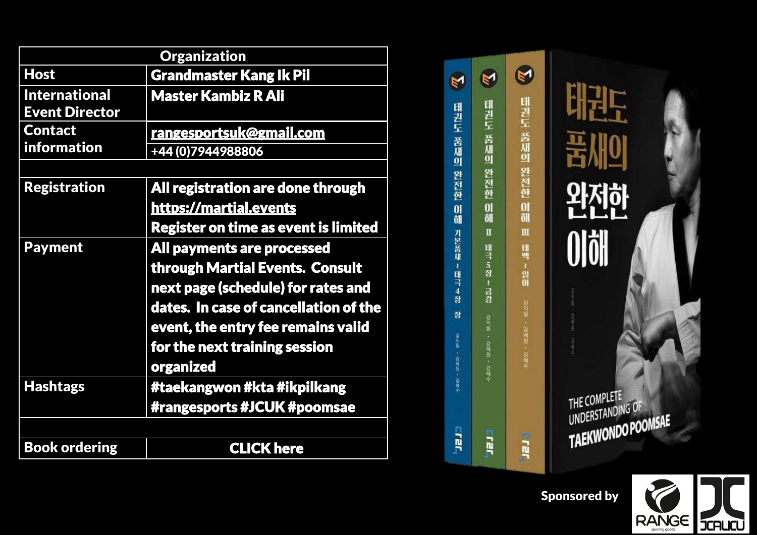| Organization | |
|---|---|
| Host | Grandmaster Kang Ik Pil |
| International Event Director | Master Kambiz R Ali |
| Contact information | rangesportsuk@gmail.com |
| | +44 (0)7944988806 |
| | |
| Registration | All registration are done through https://martial.events Register on time as event is limited |
| Payment | All payments are processed through Martial Events. Consult next page (schedule) for rates and dates. In case of cancellation of the event, the entry fee remains valid for the next training session organized |
| Hashtags | #taekangwon #kta #ikpilkang #rangesports #JCUK #poomsae |
| | |
| Book ordering | CLICK here |

태권도 품새의 완전한 이해

THE COMPLETE UNDERSTANDING OF TAEKWONDO POOMSAE

Sponsored by

RANGE sporting goods

JCALICU